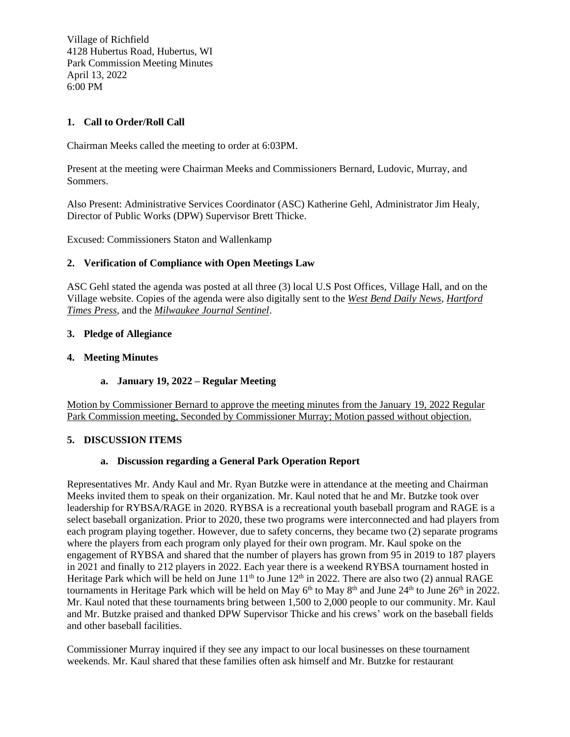Village of Richfield
4128 Hubertus Road, Hubertus, WI
Park Commission Meeting Minutes
April 13, 2022
6:00 PM

## 1. Call to Order/Roll Call

Chairman Meeks called the meeting to order at 6:03PM.

Present at the meeting were Chairman Meeks and Commissioners Bernard, Ludovic, Murray, and Sommers.

Also Present: Administrative Services Coordinator (ASC) Katherine Gehl, Administrator Jim Healy, Director of Public Works (DPW) Supervisor Brett Thicke.

Excused: Commissioners Staton and Wallenkamp

## 2. Verification of Compliance with Open Meetings Law

ASC Gehl stated the agenda was posted at all three (3) local U.S Post Offices, Village Hall, and on the Village website. Copies of the agenda were also digitally sent to the *West Bend Daily News*, *Hartford Times Press*, and the *Milwaukee Journal Sentinel*.

## 3. Pledge of Allegiance

## 4. Meeting Minutes

### a. January 19, 2022 – Regular Meeting

Motion by Commissioner Bernard to approve the meeting minutes from the January 19, 2022 Regular Park Commission meeting, Seconded by Commissioner Murray; Motion passed without objection.

## 5. DISCUSSION ITEMS

### a. Discussion regarding a General Park Operation Report

Representatives Mr. Andy Kaul and Mr. Ryan Butzke were in attendance at the meeting and Chairman Meeks invited them to speak on their organization. Mr. Kaul noted that he and Mr. Butzke took over leadership for RYBSA/RAGE in 2020. RYBSA is a recreational youth baseball program and RAGE is a select baseball organization. Prior to 2020, these two programs were interconnected and had players from each program playing together. However, due to safety concerns, they became two (2) separate programs where the players from each program only played for their own program. Mr. Kaul spoke on the engagement of RYBSA and shared that the number of players has grown from 95 in 2019 to 187 players in 2021 and finally to 212 players in 2022. Each year there is a weekend RYBSA tournament hosted in Heritage Park which will be held on June 11th to June 12th in 2022. There are also two (2) annual RAGE tournaments in Heritage Park which will be held on May 6th to May 8th and June 24th to June 26th in 2022. Mr. Kaul noted that these tournaments bring between 1,500 to 2,000 people to our community. Mr. Kaul and Mr. Butzke praised and thanked DPW Supervisor Thicke and his crews' work on the baseball fields and other baseball facilities.

Commissioner Murray inquired if they see any impact to our local businesses on these tournament weekends. Mr. Kaul shared that these families often ask himself and Mr. Butzke for restaurant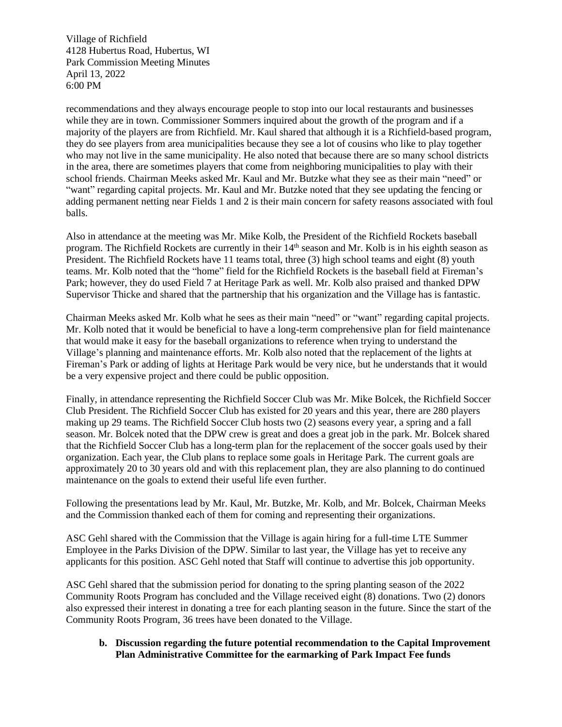recommendations and they always encourage people to stop into our local restaurants and businesses while they are in town. Commissioner Sommers inquired about the growth of the program and if a majority of the players are from Richfield. Mr. Kaul shared that although it is a Richfield-based program, they do see players from area municipalities because they see a lot of cousins who like to play together who may not live in the same municipality. He also noted that because there are so many school districts in the area, there are sometimes players that come from neighboring municipalities to play with their school friends. Chairman Meeks asked Mr. Kaul and Mr. Butzke what they see as their main "need" or "want" regarding capital projects. Mr. Kaul and Mr. Butzke noted that they see updating the fencing or adding permanent netting near Fields 1 and 2 is their main concern for safety reasons associated with foul balls.

Also in attendance at the meeting was Mr. Mike Kolb, the President of the Richfield Rockets baseball program. The Richfield Rockets are currently in their 14th season and Mr. Kolb is in his eighth season as President. The Richfield Rockets have 11 teams total, three (3) high school teams and eight (8) youth teams. Mr. Kolb noted that the "home" field for the Richfield Rockets is the baseball field at Fireman's Park; however, they do used Field 7 at Heritage Park as well. Mr. Kolb also praised and thanked DPW Supervisor Thicke and shared that the partnership that his organization and the Village has is fantastic.

Chairman Meeks asked Mr. Kolb what he sees as their main "need" or "want" regarding capital projects. Mr. Kolb noted that it would be beneficial to have a long-term comprehensive plan for field maintenance that would make it easy for the baseball organizations to reference when trying to understand the Village's planning and maintenance efforts. Mr. Kolb also noted that the replacement of the lights at Fireman's Park or adding of lights at Heritage Park would be very nice, but he understands that it would be a very expensive project and there could be public opposition.

Finally, in attendance representing the Richfield Soccer Club was Mr. Mike Bolcek, the Richfield Soccer Club President. The Richfield Soccer Club has existed for 20 years and this year, there are 280 players making up 29 teams. The Richfield Soccer Club hosts two (2) seasons every year, a spring and a fall season. Mr. Bolcek noted that the DPW crew is great and does a great job in the park. Mr. Bolcek shared that the Richfield Soccer Club has a long-term plan for the replacement of the soccer goals used by their organization. Each year, the Club plans to replace some goals in Heritage Park. The current goals are approximately 20 to 30 years old and with this replacement plan, they are also planning to do continued maintenance on the goals to extend their useful life even further.

Following the presentations lead by Mr. Kaul, Mr. Butzke, Mr. Kolb, and Mr. Bolcek, Chairman Meeks and the Commission thanked each of them for coming and representing their organizations.

ASC Gehl shared with the Commission that the Village is again hiring for a full-time LTE Summer Employee in the Parks Division of the DPW. Similar to last year, the Village has yet to receive any applicants for this position. ASC Gehl noted that Staff will continue to advertise this job opportunity.

ASC Gehl shared that the submission period for donating to the spring planting season of the 2022 Community Roots Program has concluded and the Village received eight (8) donations. Two (2) donors also expressed their interest in donating a tree for each planting season in the future. Since the start of the Community Roots Program, 36 trees have been donated to the Village.

**b. Discussion regarding the future potential recommendation to the Capital Improvement Plan Administrative Committee for the earmarking of Park Impact Fee funds**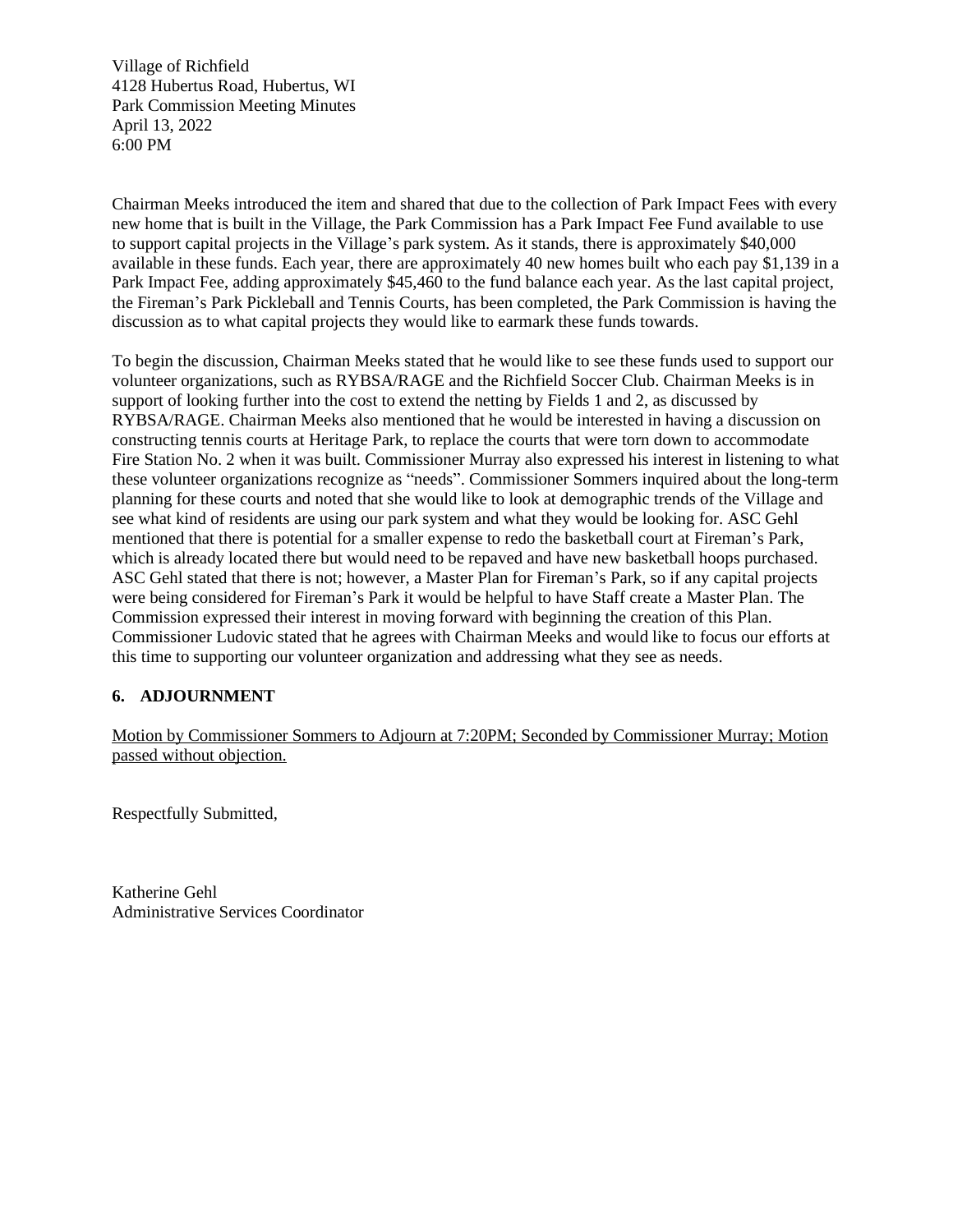Village of Richfield
4128 Hubertus Road, Hubertus, WI
Park Commission Meeting Minutes
April 13, 2022
6:00 PM

Chairman Meeks introduced the item and shared that due to the collection of Park Impact Fees with every new home that is built in the Village, the Park Commission has a Park Impact Fee Fund available to use to support capital projects in the Village's park system. As it stands, there is approximately $40,000 available in these funds. Each year, there are approximately 40 new homes built who each pay $1,139 in a Park Impact Fee, adding approximately $45,460 to the fund balance each year. As the last capital project, the Fireman's Park Pickleball and Tennis Courts, has been completed, the Park Commission is having the discussion as to what capital projects they would like to earmark these funds towards.

To begin the discussion, Chairman Meeks stated that he would like to see these funds used to support our volunteer organizations, such as RYBSA/RAGE and the Richfield Soccer Club. Chairman Meeks is in support of looking further into the cost to extend the netting by Fields 1 and 2, as discussed by RYBSA/RAGE. Chairman Meeks also mentioned that he would be interested in having a discussion on constructing tennis courts at Heritage Park, to replace the courts that were torn down to accommodate Fire Station No. 2 when it was built. Commissioner Murray also expressed his interest in listening to what these volunteer organizations recognize as "needs". Commissioner Sommers inquired about the long-term planning for these courts and noted that she would like to look at demographic trends of the Village and see what kind of residents are using our park system and what they would be looking for. ASC Gehl mentioned that there is potential for a smaller expense to redo the basketball court at Fireman's Park, which is already located there but would need to be repaved and have new basketball hoops purchased. ASC Gehl stated that there is not; however, a Master Plan for Fireman's Park, so if any capital projects were being considered for Fireman's Park it would be helpful to have Staff create a Master Plan. The Commission expressed their interest in moving forward with beginning the creation of this Plan. Commissioner Ludovic stated that he agrees with Chairman Meeks and would like to focus our efforts at this time to supporting our volunteer organization and addressing what they see as needs.

### 6. ADJOURNMENT

<u>Motion by Commissioner Sommers to Adjourn at 7:20PM; Seconded by Commissioner Murray; Motion passed without objection.</u>

Respectfully Submitted,

Katherine Gehl
Administrative Services Coordinator